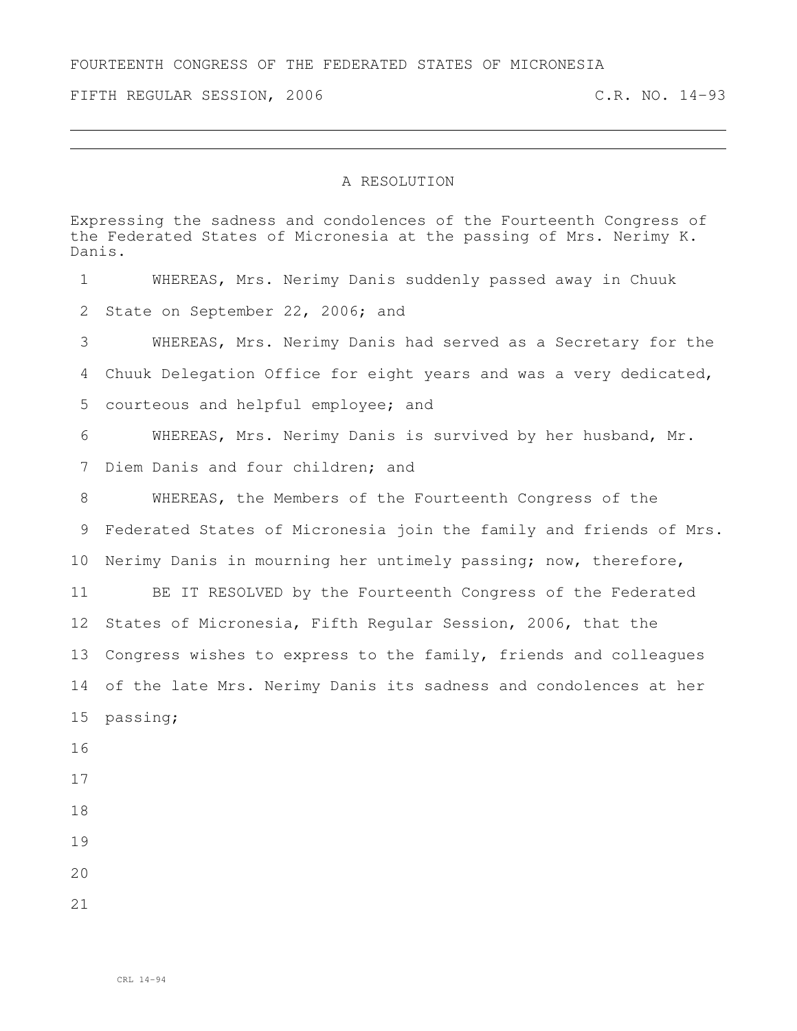FOURTEENTH CONGRESS OF THE FEDERATED STATES OF MICRONESIA

FIFTH REGULAR SESSION, 2006 C.R. NO. 14-93

# A RESOLUTION

Expressing the sadness and condolences of the Fourteenth Congress of the Federated States of Micronesia at the passing of Mrs. Nerimy K. Danis.

WHEREAS, Mrs. Nerimy Danis suddenly passed away in Chuuk State on September 22, 2006; and

WHEREAS, Mrs. Nerimy Danis had served as a Secretary for the Chuuk Delegation Office for eight years and was a very dedicated, courteous and helpful employee; and

WHEREAS, Mrs. Nerimy Danis is survived by her husband, Mr. Diem Danis and four children; and

WHEREAS, the Members of the Fourteenth Congress of the Federated States of Micronesia join the family and friends of Mrs. Nerimy Danis in mourning her untimely passing; now, therefore,

BE IT RESOLVED by the Fourteenth Congress of the Federated States of Micronesia, Fifth Regular Session, 2006, that the Congress wishes to express to the family, friends and colleagues of the late Mrs. Nerimy Danis its sadness and condolences at her passing;

CRL 14-94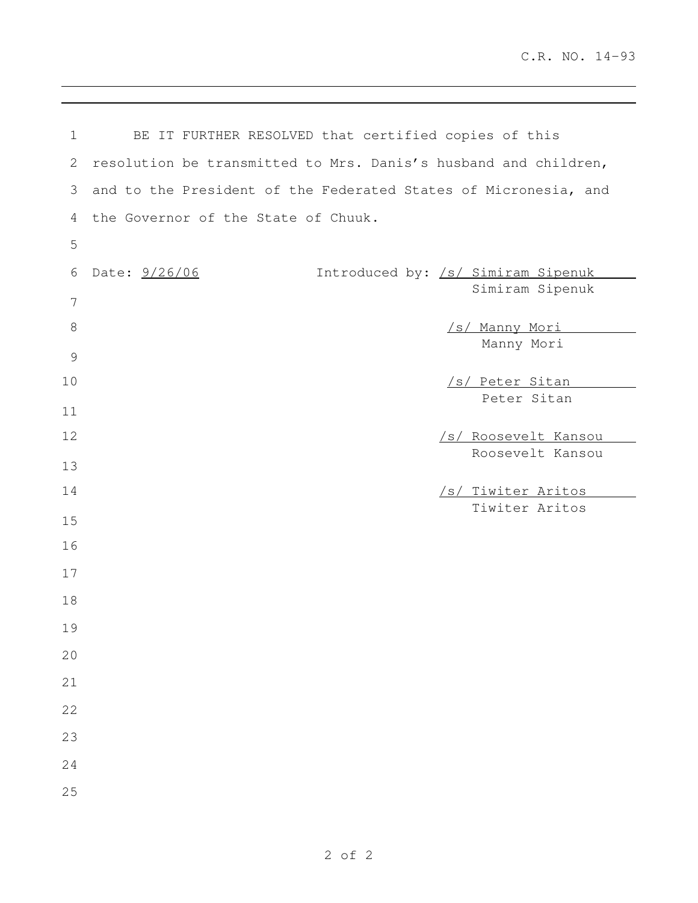BE IT FURTHER RESOLVED that certified copies of this resolution be transmitted to Mrs. Danis's husband and children, and to the President of the Federated States of Micronesia, and the Governor of the State of Chuuk.

Date: 9/26/06

Introduced by: /s/ Simiram Sipenuk
Simiram Sipenuk

/s/ Manny Mori
Manny Mori

/s/ Peter Sitan
Peter Sitan

/s/ Roosevelt Kansou
Roosevelt Kansou

/s/ Tiwiter Aritos
Tiwiter Aritos